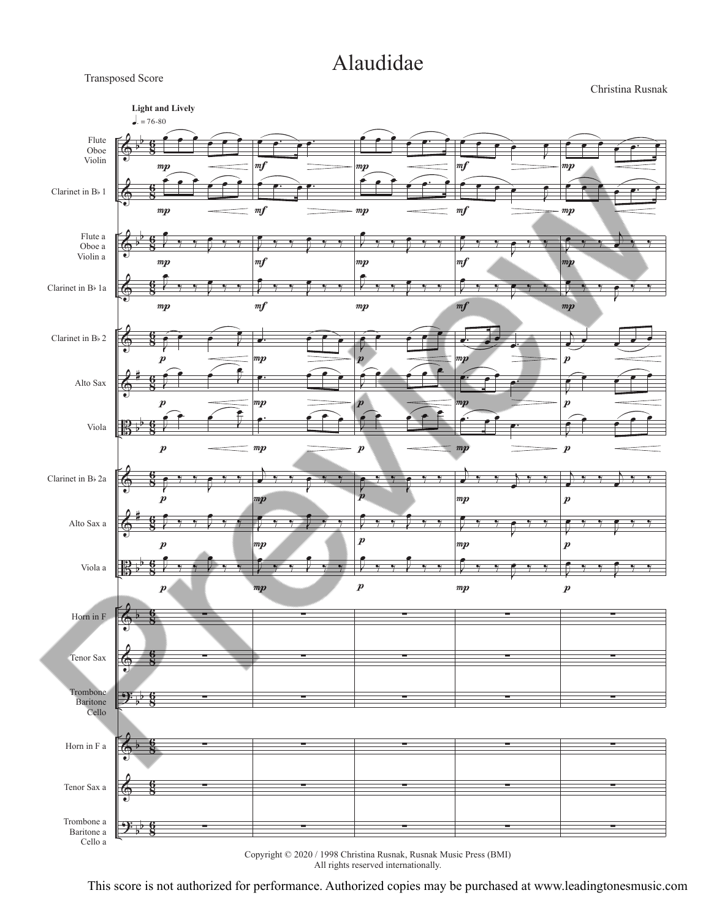# Alaudidae

Transposed Score

Christina Rusnak

Copyright © 2020 / 1998 Christina Rusnak, Rusnak Music Press (BMI)
All rights reserved internationally.

This score is not authorized for performance. Authorized copies may be purchased at www.leadingtonesmusic.com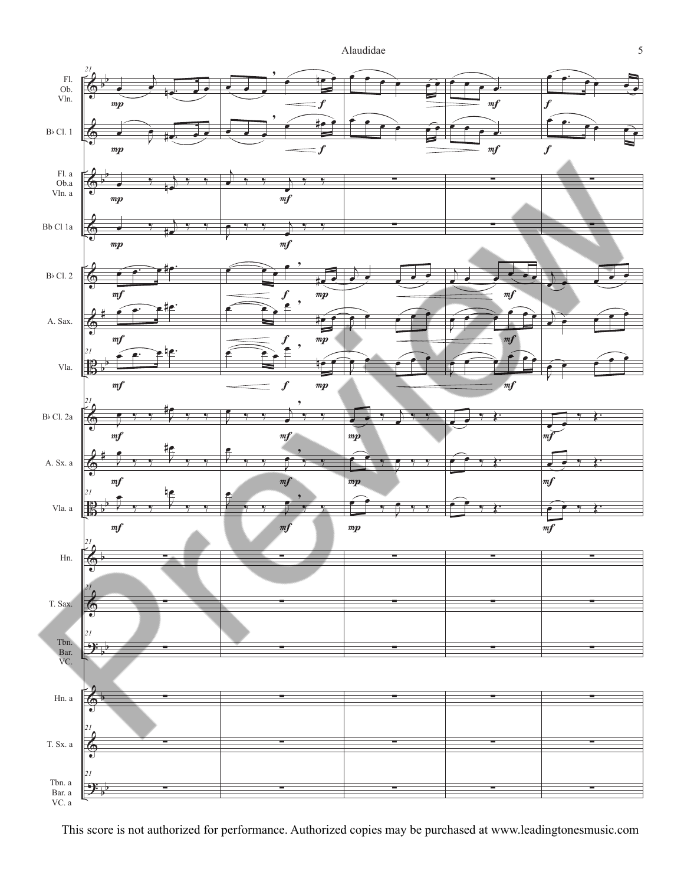This score is not authorized for performance. Authorized copies may be purchased at www.leadingtonesmusic.com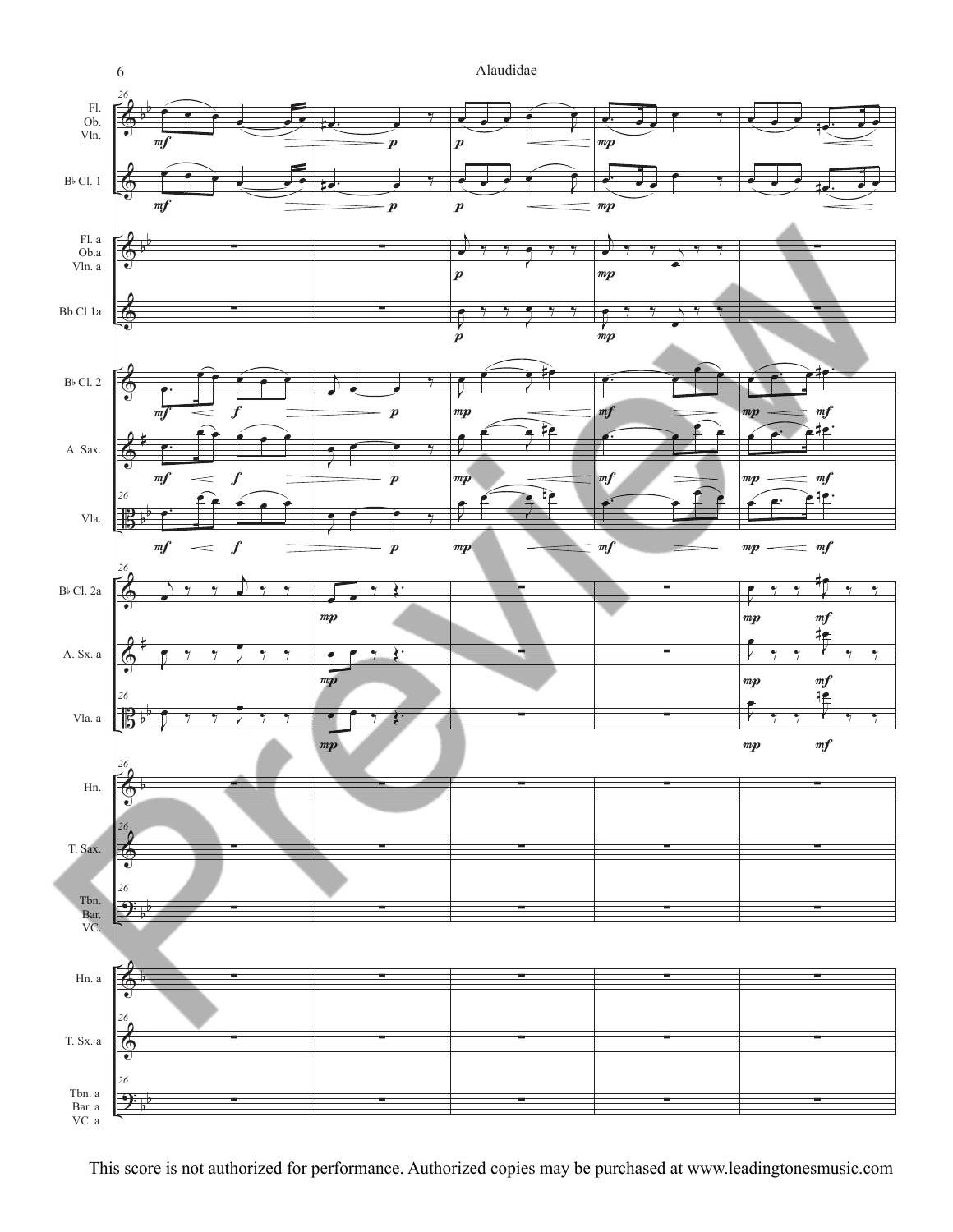This score is not authorized for performance. Authorized copies may be purchased at www.leadingtonesmusic.com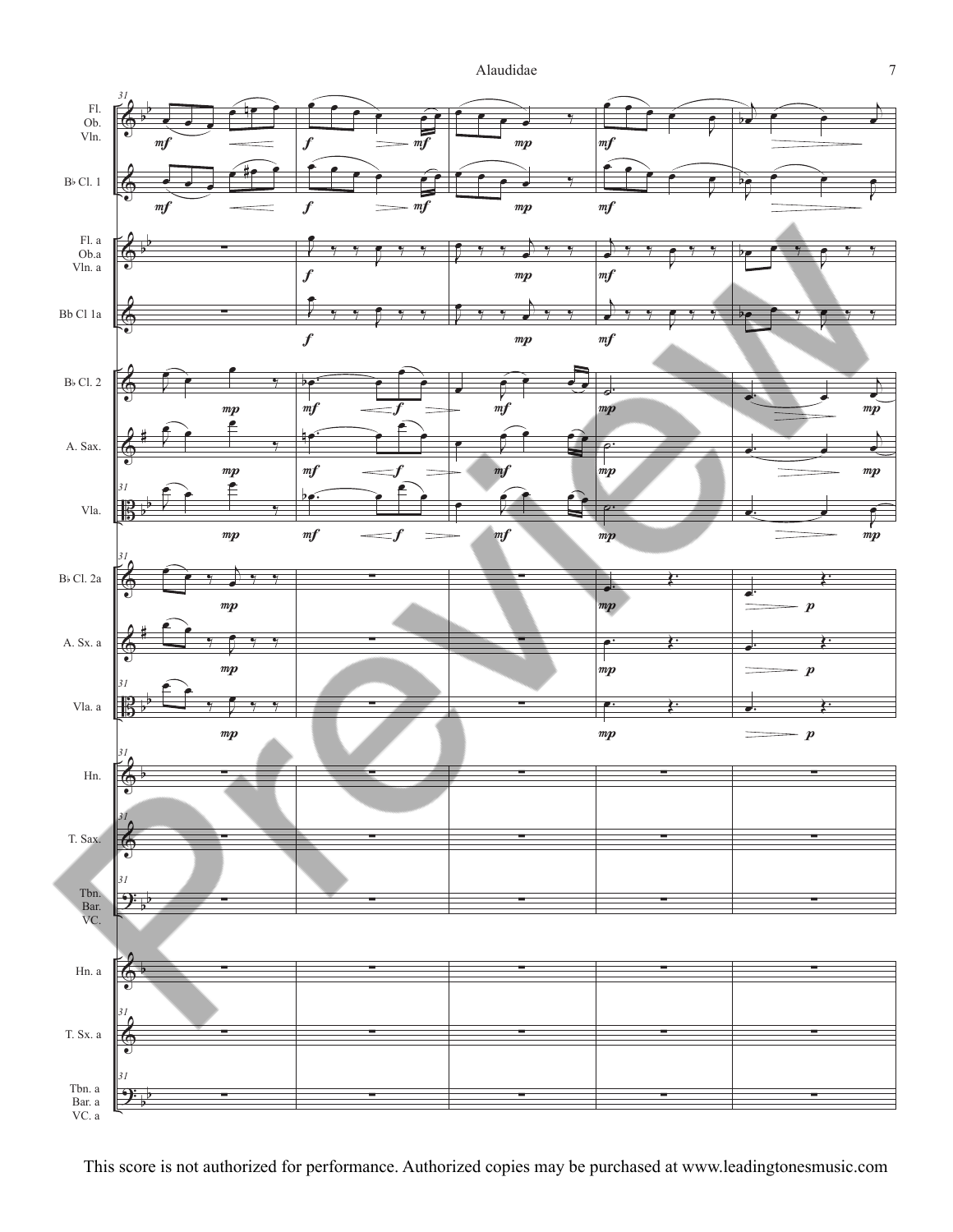This score is not authorized for performance. Authorized copies may be purchased at www.leadingtonesmusic.com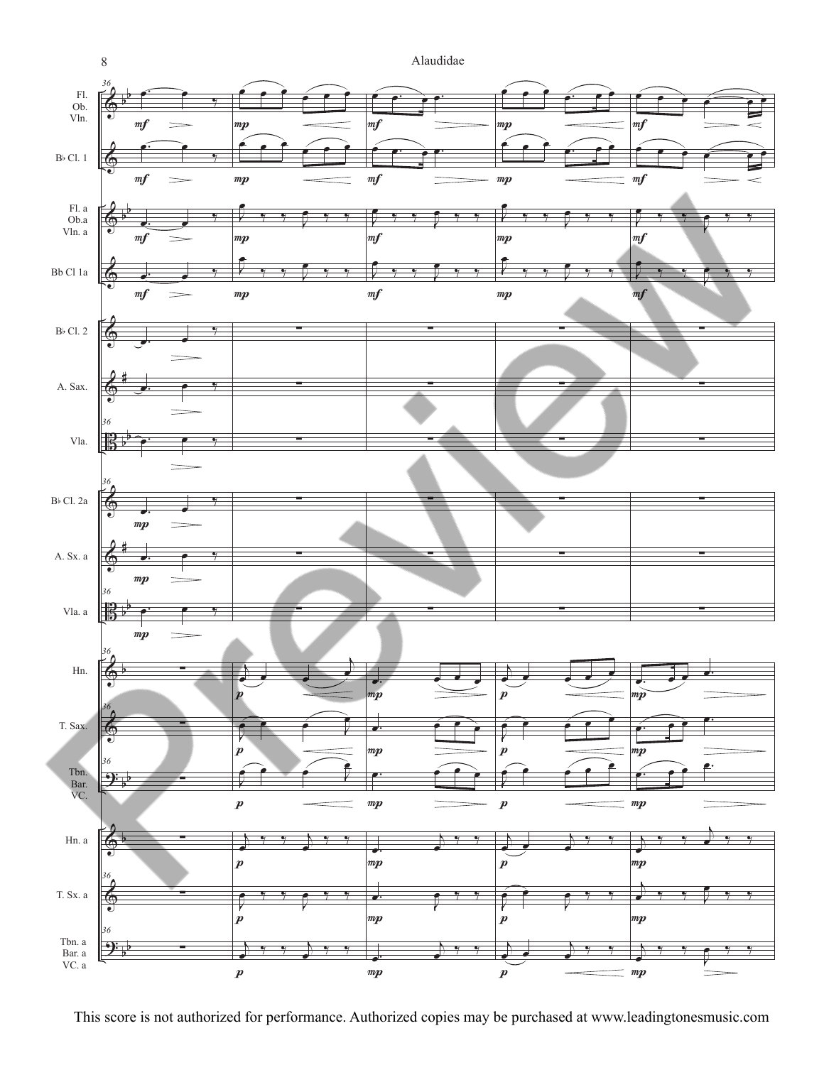This score is not authorized for performance. Authorized copies may be purchased at www.leadingtonesmusic.com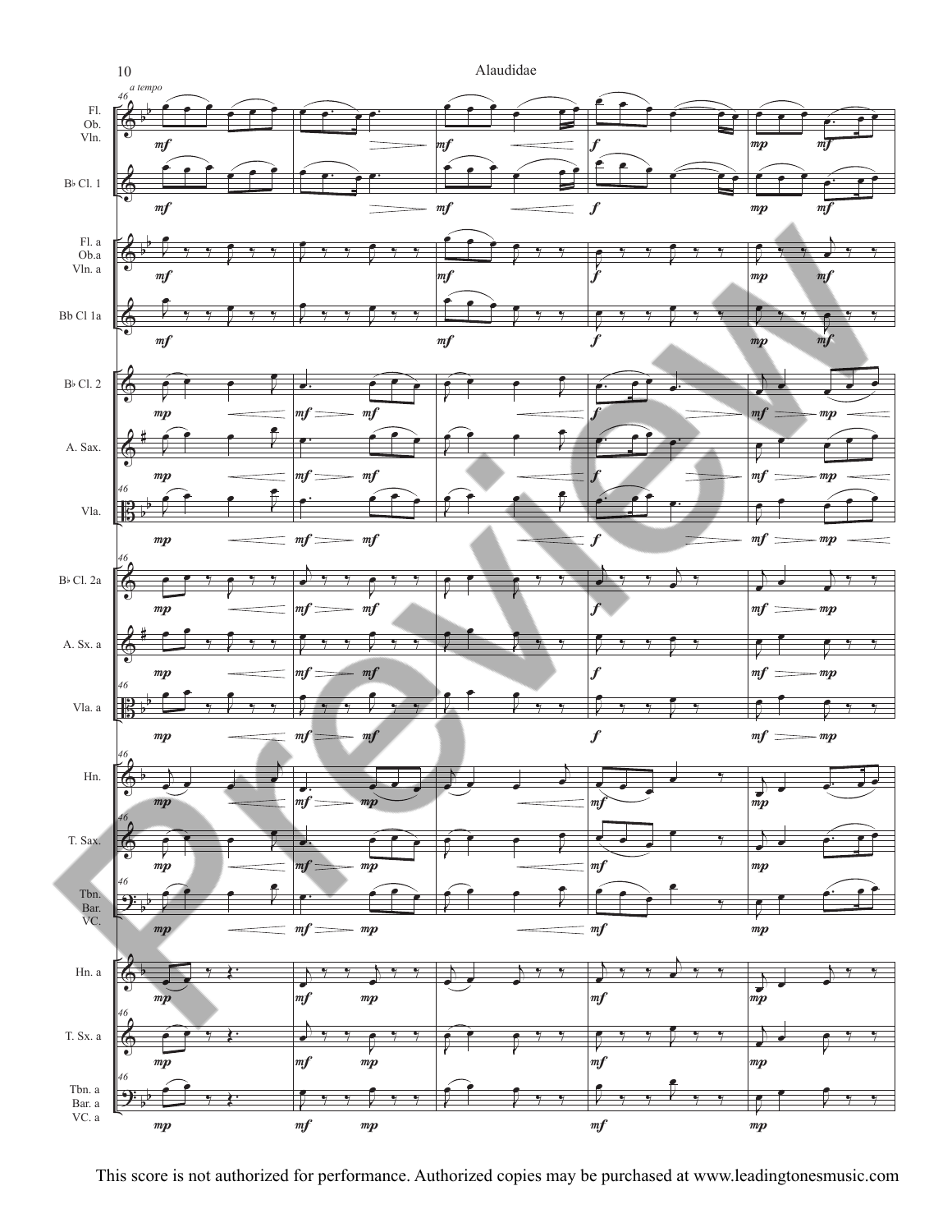This score is not authorized for performance. Authorized copies may be purchased at www.leadingtonesmusic.com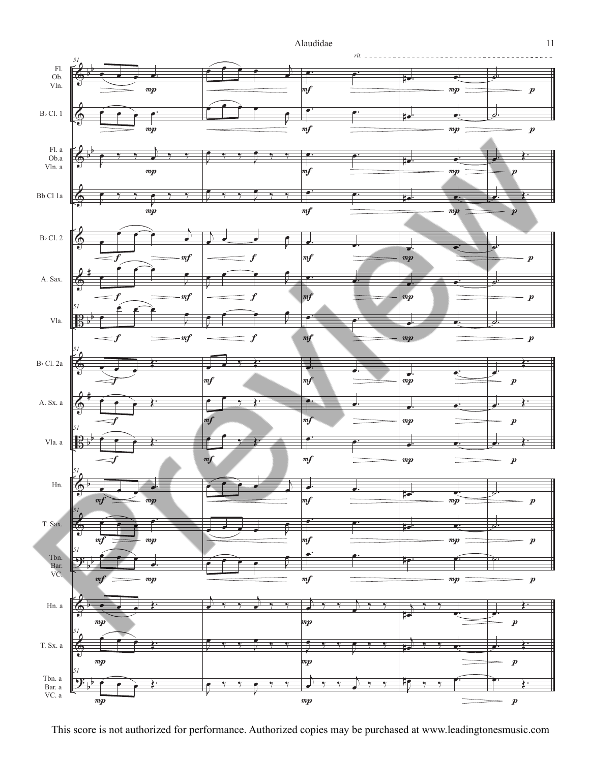This score is not authorized for performance. Authorized copies may be purchased at www.leadingtonesmusic.com